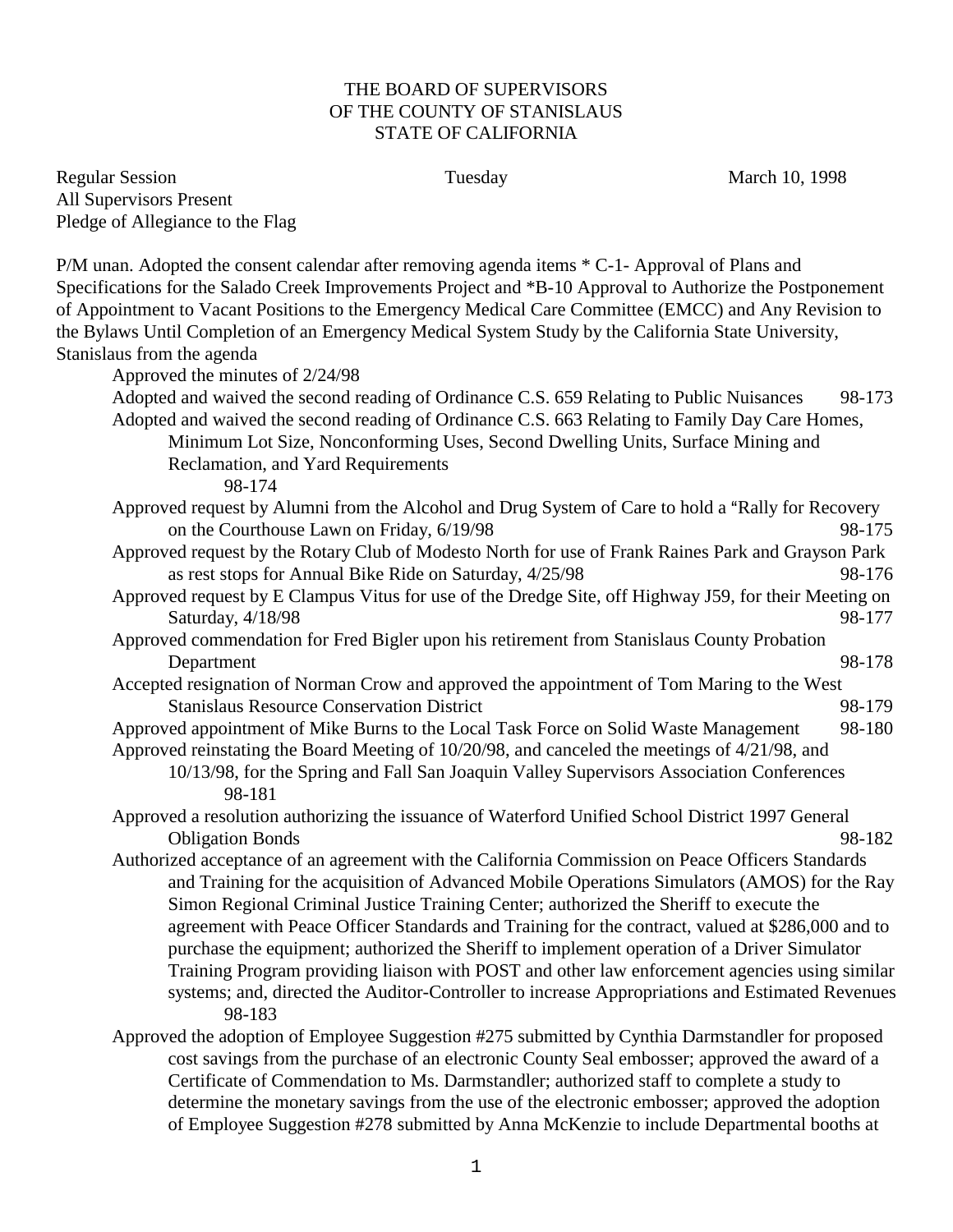THE BOARD OF SUPERVISORS
OF THE COUNTY OF STANISLAUS
STATE OF CALIFORNIA

Regular Session Tuesday March 10, 1998

All Supervisors Present

Pledge of Allegiance to the Flag

P/M unan. Adopted the consent calendar after removing agenda items * C-1- Approval of Plans and Specifications for the Salado Creek Improvements Project and *B-10 Approval to Authorize the Postponement of Appointment to Vacant Positions to the Emergency Medical Care Committee (EMCC) and Any Revision to the Bylaws Until Completion of an Emergency Medical System Study by the California State University, Stanislaus from the agenda

Approved the minutes of 2/24/98

Adopted and waived the second reading of Ordinance C.S. 659 Relating to Public Nuisances 98-173

Adopted and waived the second reading of Ordinance C.S. 663 Relating to Family Day Care Homes, Minimum Lot Size, Nonconforming Uses, Second Dwelling Units, Surface Mining and Reclamation, and Yard Requirements 98-174

Approved request by Alumni from the Alcohol and Drug System of Care to hold a "Rally for Recovery on the Courthouse Lawn on Friday, 6/19/98 98-175

Approved request by the Rotary Club of Modesto North for use of Frank Raines Park and Grayson Park as rest stops for Annual Bike Ride on Saturday, 4/25/98 98-176

Approved request by E Clampus Vitus for use of the Dredge Site, off Highway J59, for their Meeting on Saturday, 4/18/98 98-177

Approved commendation for Fred Bigler upon his retirement from Stanislaus County Probation Department 98-178

Accepted resignation of Norman Crow and approved the appointment of Tom Maring to the West Stanislaus Resource Conservation District 98-179

Approved appointment of Mike Burns to the Local Task Force on Solid Waste Management 98-180

Approved reinstating the Board Meeting of 10/20/98, and canceled the meetings of 4/21/98, and 10/13/98, for the Spring and Fall San Joaquin Valley Supervisors Association Conferences 98-181

Approved a resolution authorizing the issuance of Waterford Unified School District 1997 General Obligation Bonds 98-182

Authorized acceptance of an agreement with the California Commission on Peace Officers Standards and Training for the acquisition of Advanced Mobile Operations Simulators (AMOS) for the Ray Simon Regional Criminal Justice Training Center; authorized the Sheriff to execute the agreement with Peace Officer Standards and Training for the contract, valued at $286,000 and to purchase the equipment; authorized the Sheriff to implement operation of a Driver Simulator Training Program providing liaison with POST and other law enforcement agencies using similar systems; and, directed the Auditor-Controller to increase Appropriations and Estimated Revenues 98-183

Approved the adoption of Employee Suggestion #275 submitted by Cynthia Darmstandler for proposed cost savings from the purchase of an electronic County Seal embosser; approved the award of a Certificate of Commendation to Ms. Darmstandler; authorized staff to complete a study to determine the monetary savings from the use of the electronic embosser; approved the adoption of Employee Suggestion #278 submitted by Anna McKenzie to include Departmental booths at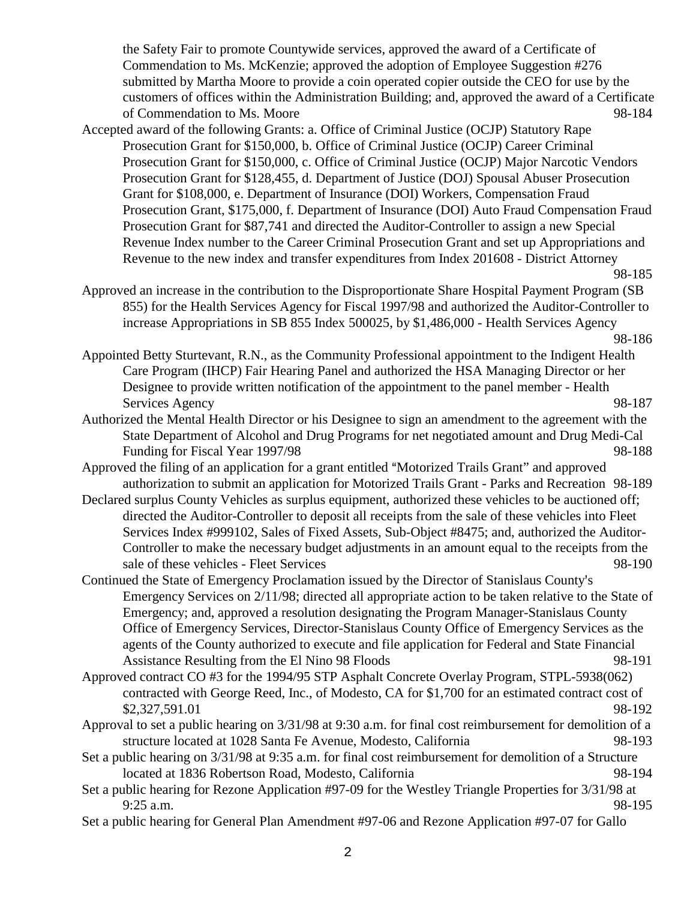the Safety Fair to promote Countywide services, approved the award of a Certificate of Commendation to Ms. McKenzie; approved the adoption of Employee Suggestion #276 submitted by Martha Moore to provide a coin operated copier outside the CEO for use by the customers of offices within the Administration Building; and, approved the award of a Certificate of Commendation to Ms. Moore 98-184

Accepted award of the following Grants: a. Office of Criminal Justice (OCJP) Statutory Rape Prosecution Grant for $150,000, b. Office of Criminal Justice (OCJP) Career Criminal Prosecution Grant for $150,000, c. Office of Criminal Justice (OCJP) Major Narcotic Vendors Prosecution Grant for $128,455, d. Department of Justice (DOJ) Spousal Abuser Prosecution Grant for $108,000, e. Department of Insurance (DOI) Workers, Compensation Fraud Prosecution Grant, $175,000, f. Department of Insurance (DOI) Auto Fraud Compensation Fraud Prosecution Grant for $87,741 and directed the Auditor-Controller to assign a new Special Revenue Index number to the Career Criminal Prosecution Grant and set up Appropriations and Revenue to the new index and transfer expenditures from Index 201608 - District Attorney 98-185

Approved an increase in the contribution to the Disproportionate Share Hospital Payment Program (SB 855) for the Health Services Agency for Fiscal 1997/98 and authorized the Auditor-Controller to increase Appropriations in SB 855 Index 500025, by $1,486,000 - Health Services Agency 98-186

Appointed Betty Sturtevant, R.N., as the Community Professional appointment to the Indigent Health Care Program (IHCP) Fair Hearing Panel and authorized the HSA Managing Director or her Designee to provide written notification of the appointment to the panel member - Health Services Agency 98-187

Authorized the Mental Health Director or his Designee to sign an amendment to the agreement with the State Department of Alcohol and Drug Programs for net negotiated amount and Drug Medi-Cal Funding for Fiscal Year 1997/98 98-188

Approved the filing of an application for a grant entitled "Motorized Trails Grant" and approved authorization to submit an application for Motorized Trails Grant - Parks and Recreation 98-189

Declared surplus County Vehicles as surplus equipment, authorized these vehicles to be auctioned off; directed the Auditor-Controller to deposit all receipts from the sale of these vehicles into Fleet Services Index #999102, Sales of Fixed Assets, Sub-Object #8475; and, authorized the Auditor-Controller to make the necessary budget adjustments in an amount equal to the receipts from the sale of these vehicles - Fleet Services 98-190

Continued the State of Emergency Proclamation issued by the Director of Stanislaus County's Emergency Services on 2/11/98; directed all appropriate action to be taken relative to the State of Emergency; and, approved a resolution designating the Program Manager-Stanislaus County Office of Emergency Services, Director-Stanislaus County Office of Emergency Services as the agents of the County authorized to execute and file application for Federal and State Financial Assistance Resulting from the El Nino 98 Floods 98-191

Approved contract CO #3 for the 1994/95 STP Asphalt Concrete Overlay Program, STPL-5938(062) contracted with George Reed, Inc., of Modesto, CA for $1,700 for an estimated contract cost of $2,327,591.01 98-192

Approval to set a public hearing on 3/31/98 at 9:30 a.m. for final cost reimbursement for demolition of a structure located at 1028 Santa Fe Avenue, Modesto, California 98-193

Set a public hearing on 3/31/98 at 9:35 a.m. for final cost reimbursement for demolition of a Structure located at 1836 Robertson Road, Modesto, California 98-194

Set a public hearing for Rezone Application #97-09 for the Westley Triangle Properties for 3/31/98 at 9:25 a.m. 98-195

Set a public hearing for General Plan Amendment #97-06 and Rezone Application #97-07 for Gallo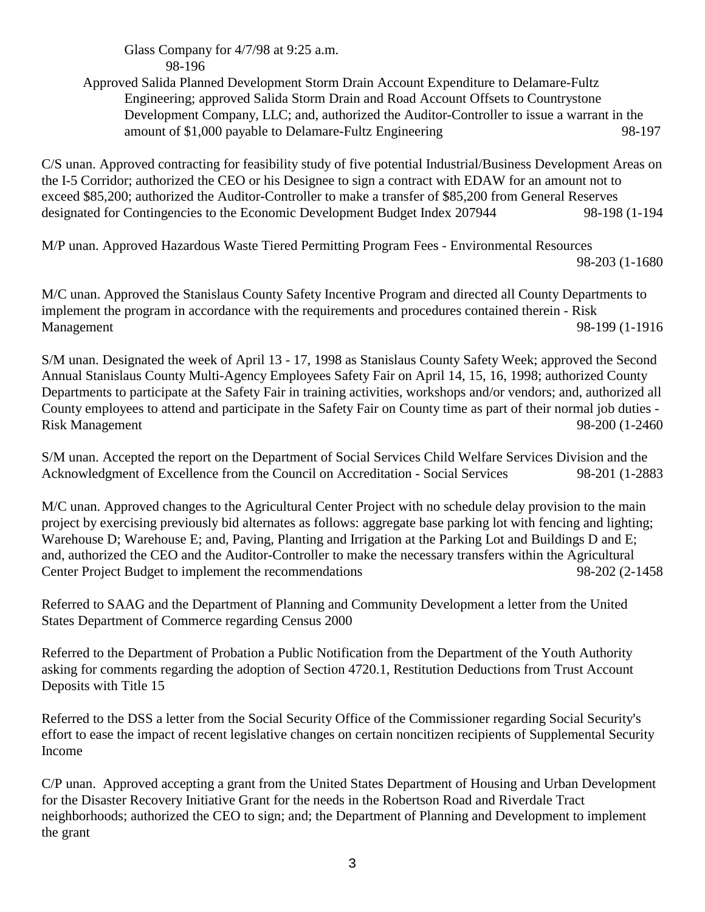Glass Company for 4/7/98 at 9:25 a.m.
98-196

Approved Salida Planned Development Storm Drain Account Expenditure to Delamare-Fultz Engineering; approved Salida Storm Drain and Road Account Offsets to Countrystone Development Company, LLC; and, authorized the Auditor-Controller to issue a warrant in the amount of $1,000 payable to Delamare-Fultz Engineering 98-197

C/S unan. Approved contracting for feasibility study of five potential Industrial/Business Development Areas on the I-5 Corridor; authorized the CEO or his Designee to sign a contract with EDAW for an amount not to exceed $85,200; authorized the Auditor-Controller to make a transfer of $85,200 from General Reserves designated for Contingencies to the Economic Development Budget Index 207944 98-198 (1-194

M/P unan. Approved Hazardous Waste Tiered Permitting Program Fees - Environmental Resources 98-203 (1-1680

M/C unan. Approved the Stanislaus County Safety Incentive Program and directed all County Departments to implement the program in accordance with the requirements and procedures contained therein - Risk Management 98-199 (1-1916

S/M unan. Designated the week of April 13 - 17, 1998 as Stanislaus County Safety Week; approved the Second Annual Stanislaus County Multi-Agency Employees Safety Fair on April 14, 15, 16, 1998; authorized County Departments to participate at the Safety Fair in training activities, workshops and/or vendors; and, authorized all County employees to attend and participate in the Safety Fair on County time as part of their normal job duties - Risk Management 98-200 (1-2460

S/M unan. Accepted the report on the Department of Social Services Child Welfare Services Division and the Acknowledgment of Excellence from the Council on Accreditation - Social Services 98-201 (1-2883

M/C unan. Approved changes to the Agricultural Center Project with no schedule delay provision to the main project by exercising previously bid alternates as follows: aggregate base parking lot with fencing and lighting; Warehouse D; Warehouse E; and, Paving, Planting and Irrigation at the Parking Lot and Buildings D and E; and, authorized the CEO and the Auditor-Controller to make the necessary transfers within the Agricultural Center Project Budget to implement the recommendations 98-202 (2-1458

Referred to SAAG and the Department of Planning and Community Development a letter from the United States Department of Commerce regarding Census 2000

Referred to the Department of Probation a Public Notification from the Department of the Youth Authority asking for comments regarding the adoption of Section 4720.1, Restitution Deductions from Trust Account Deposits with Title 15

Referred to the DSS a letter from the Social Security Office of the Commissioner regarding Social Security's effort to ease the impact of recent legislative changes on certain noncitizen recipients of Supplemental Security Income

C/P unan. Approved accepting a grant from the United States Department of Housing and Urban Development for the Disaster Recovery Initiative Grant for the needs in the Robertson Road and Riverdale Tract neighborhoods; authorized the CEO to sign; and; the Department of Planning and Development to implement the grant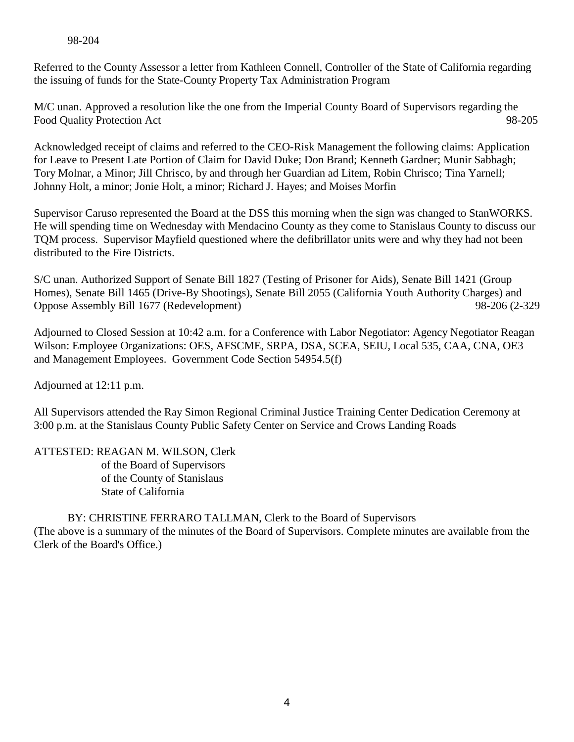98-204

Referred to the County Assessor a letter from Kathleen Connell, Controller of the State of California regarding the issuing of funds for the State-County Property Tax Administration Program

M/C unan. Approved a resolution like the one from the Imperial County Board of Supervisors regarding the Food Quality Protection Act 98-205

Acknowledged receipt of claims and referred to the CEO-Risk Management the following claims: Application for Leave to Present Late Portion of Claim for David Duke; Don Brand; Kenneth Gardner; Munir Sabbagh; Tory Molnar, a Minor; Jill Chrisco, by and through her Guardian ad Litem, Robin Chrisco; Tina Yarnell; Johnny Holt, a minor; Jonie Holt, a minor; Richard J. Hayes; and Moises Morfin

Supervisor Caruso represented the Board at the DSS this morning when the sign was changed to StanWORKS. He will spending time on Wednesday with Mendacino County as they come to Stanislaus County to discuss our TQM process. Supervisor Mayfield questioned where the defibrillator units were and why they had not been distributed to the Fire Districts.

S/C unan. Authorized Support of Senate Bill 1827 (Testing of Prisoner for Aids), Senate Bill 1421 (Group Homes), Senate Bill 1465 (Drive-By Shootings), Senate Bill 2055 (California Youth Authority Charges) and Oppose Assembly Bill 1677 (Redevelopment) 98-206 (2-329

Adjourned to Closed Session at 10:42 a.m. for a Conference with Labor Negotiator: Agency Negotiator Reagan Wilson: Employee Organizations: OES, AFSCME, SRPA, DSA, SCEA, SEIU, Local 535, CAA, CNA, OE3 and Management Employees. Government Code Section 54954.5(f)

Adjourned at 12:11 p.m.

All Supervisors attended the Ray Simon Regional Criminal Justice Training Center Dedication Ceremony at 3:00 p.m. at the Stanislaus County Public Safety Center on Service and Crows Landing Roads

ATTESTED: REAGAN M. WILSON, Clerk
of the Board of Supervisors
of the County of Stanislaus
State of California

BY: CHRISTINE FERRARO TALLMAN, Clerk to the Board of Supervisors
(The above is a summary of the minutes of the Board of Supervisors. Complete minutes are available from the Clerk of the Board's Office.)